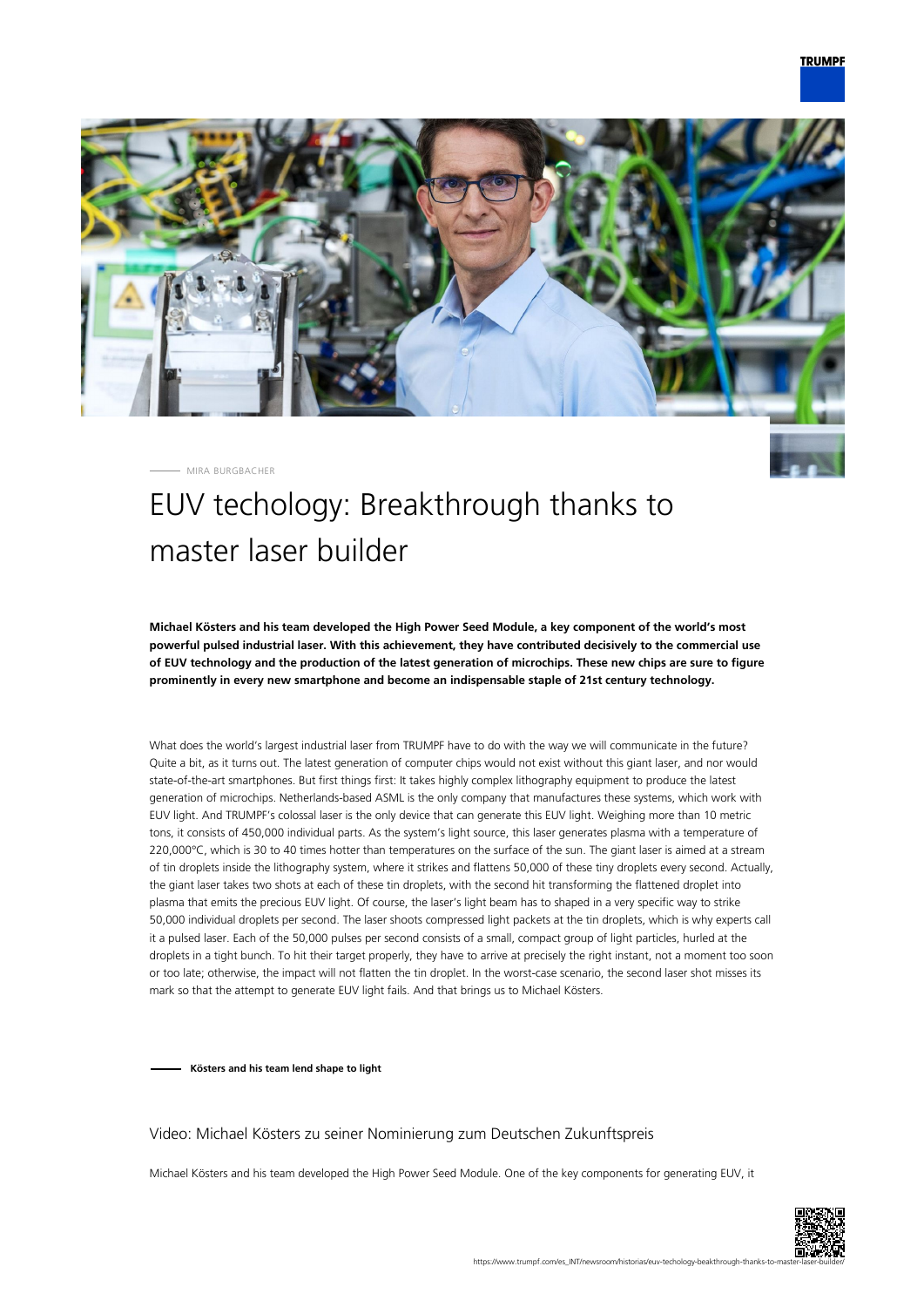MIRA BURGBACHER

# EUV techology: Breakthrough thanks to master laser builder

**Michael Kösters and his team developed the High Power Seed Module, a key component of the world's most powerful pulsed industrial laser. With this achievement, they have contributed decisively to the commercial use of EUV technology and the production of the latest generation of microchips. These new chips are sure to figure prominently in every new smartphone and become an indispensable staple of 21st century technology.**

What does the world's largest industrial laser from TRUMPF have to do with the way we will communicate in the future? Quite a bit, as it turns out. The latest generation of computer chips would not exist without this giant laser, and nor would state-of-the-art smartphones. But first things first: It takes highly complex lithography equipment to produce the latest generation of microchips. Netherlands-based ASML is the only company that manufactures these systems, which work with EUV light. And TRUMPF's colossal laser is the only device that can generate this EUV light. Weighing more than 10 metric tons, it consists of 450,000 individual parts. As the system's light source, this laser generates plasma with a temperature of 220,000°C, which is 30 to 40 times hotter than temperatures on the surface of the sun. The giant laser is aimed at a stream of tin droplets inside the lithography system, where it strikes and flattens 50,000 of these tiny droplets every second. Actually, the giant laser takes two shots at each of these tin droplets, with the second hit transforming the flattened droplet into plasma that emits the precious EUV light. Of course, the laser's light beam has to shaped in a very specific way to strike 50,000 individual droplets per second. The laser shoots compressed light packets at the tin droplets, which is why experts call it a pulsed laser. Each of the 50,000 pulses per second consists of a small, compact group of light particles, hurled at the droplets in a tight bunch. To hit their target properly, they have to arrive at precisely the right instant, not a moment too soon or too late; otherwise, the impact will not flatten the tin droplet. In the worst-case scenario, the second laser shot misses its mark so that the attempt to generate EUV light fails. And that brings us to Michael Kösters.

**Kösters and his team lend shape to light**

### Video: Michael Kösters zu seiner Nominierung zum Deutschen Zukunftspreis

Michael Kösters and his team developed the High Power Seed Module. One of the key components for generating EUV, it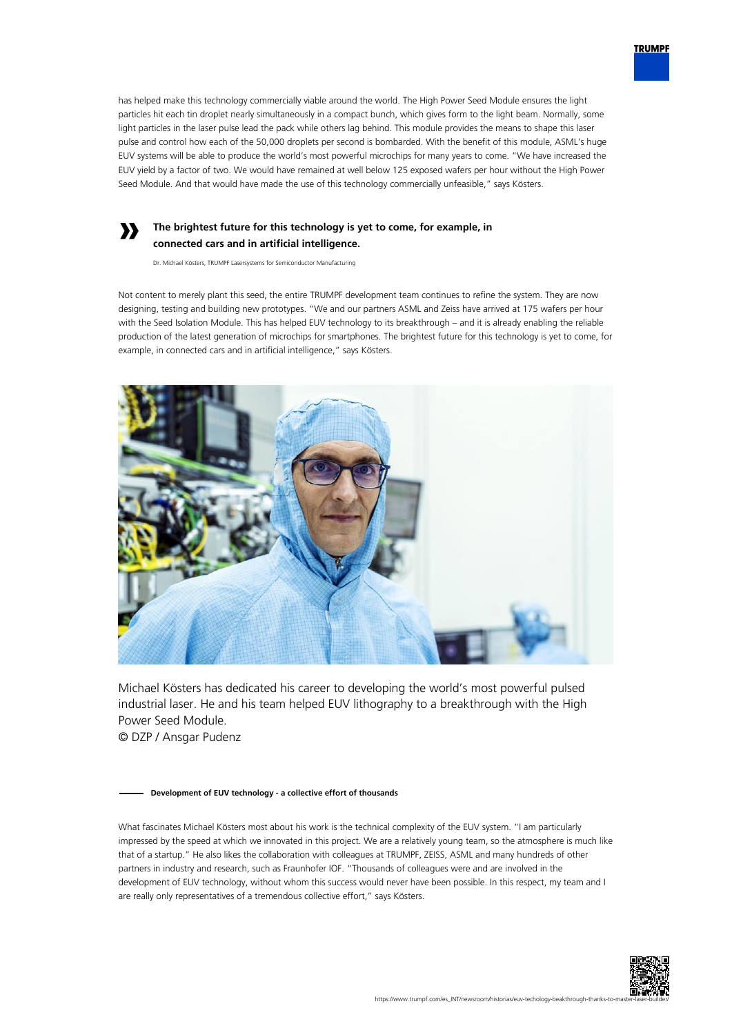has helped make this technology commercially viable around the world. The High Power Seed Module ensures the light particles hit each tin droplet nearly simultaneously in a compact bunch, which gives form to the light beam. Normally, some light particles in the laser pulse lead the pack while others lag behind. This module provides the means to shape this laser pulse and control how each of the 50,000 droplets per second is bombarded. With the benefit of this module, ASML's huge EUV systems will be able to produce the world's most powerful microchips for many years to come. "We have increased the EUV yield by a factor of two. We would have remained at well below 125 exposed wafers per hour without the High Power Seed Module. And that would have made the use of this technology commercially unfeasible," says Kösters.

> **The brightest future for this technology is yet to come, for example, in connected cars and in artificial intelligence.**
>
> Dr. Michael Kösters, TRUMPF Lasersystems for Semiconductor Manufacturing

Not content to merely plant this seed, the entire TRUMPF development team continues to refine the system. They are now designing, testing and building new prototypes. "We and our partners ASML and Zeiss have arrived at 175 wafers per hour with the Seed Isolation Module. This has helped EUV technology to its breakthrough – and it is already enabling the reliable production of the latest generation of microchips for smartphones. The brightest future for this technology is yet to come, for example, in connected cars and in artificial intelligence," says Kösters.

Michael Kösters has dedicated his career to developing the world's most powerful pulsed industrial laser. He and his team helped EUV lithography to a breakthrough with the High Power Seed Module.
© DZP / Ansgar Pudenz

**Development of EUV technology - a collective effort of thousands**

What fascinates Michael Kösters most about his work is the technical complexity of the EUV system. "I am particularly impressed by the speed at which we innovated in this project. We are a relatively young team, so the atmosphere is much like that of a startup." He also likes the collaboration with colleagues at TRUMPF, ZEISS, ASML and many hundreds of other partners in industry and research, such as Fraunhofer IOF. "Thousands of colleagues were and are involved in the development of EUV technology, without whom this success would never have been possible. In this respect, my team and I are really only representatives of a tremendous collective effort," says Kösters.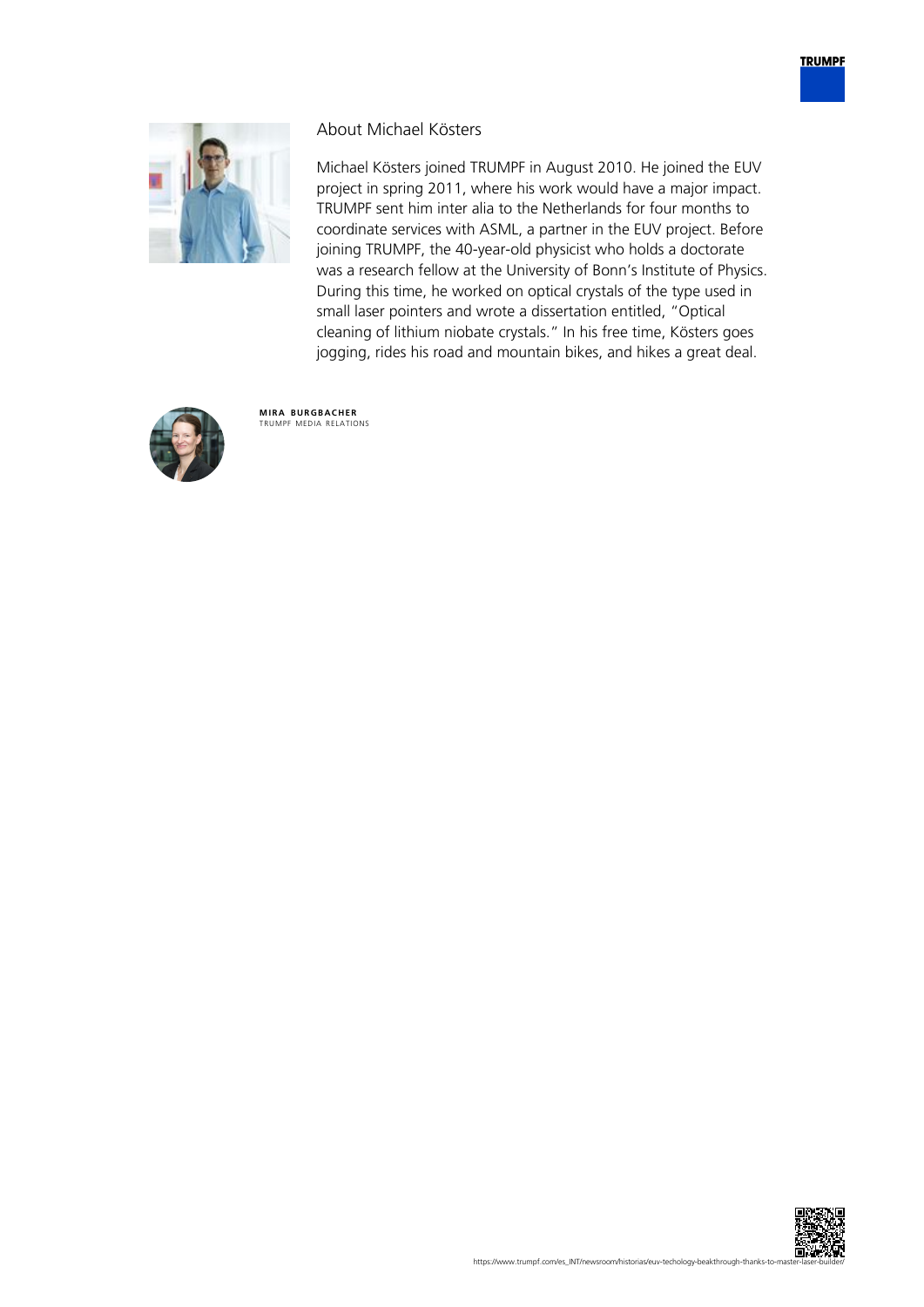## About Michael Kösters

Michael Kösters joined TRUMPF in August 2010. He joined the EUV project in spring 2011, where his work would have a major impact. TRUMPF sent him inter alia to the Netherlands for four months to coordinate services with ASML, a partner in the EUV project. Before joining TRUMPF, the 40-year-old physicist who holds a doctorate was a research fellow at the University of Bonn's Institute of Physics. During this time, he worked on optical crystals of the type used in small laser pointers and wrote a dissertation entitled, "Optical cleaning of lithium niobate crystals." In his free time, Kösters goes jogging, rides his road and mountain bikes, and hikes a great deal.

**MIRA BURGBACHER**
TRUMPF MEDIA RELATIONS